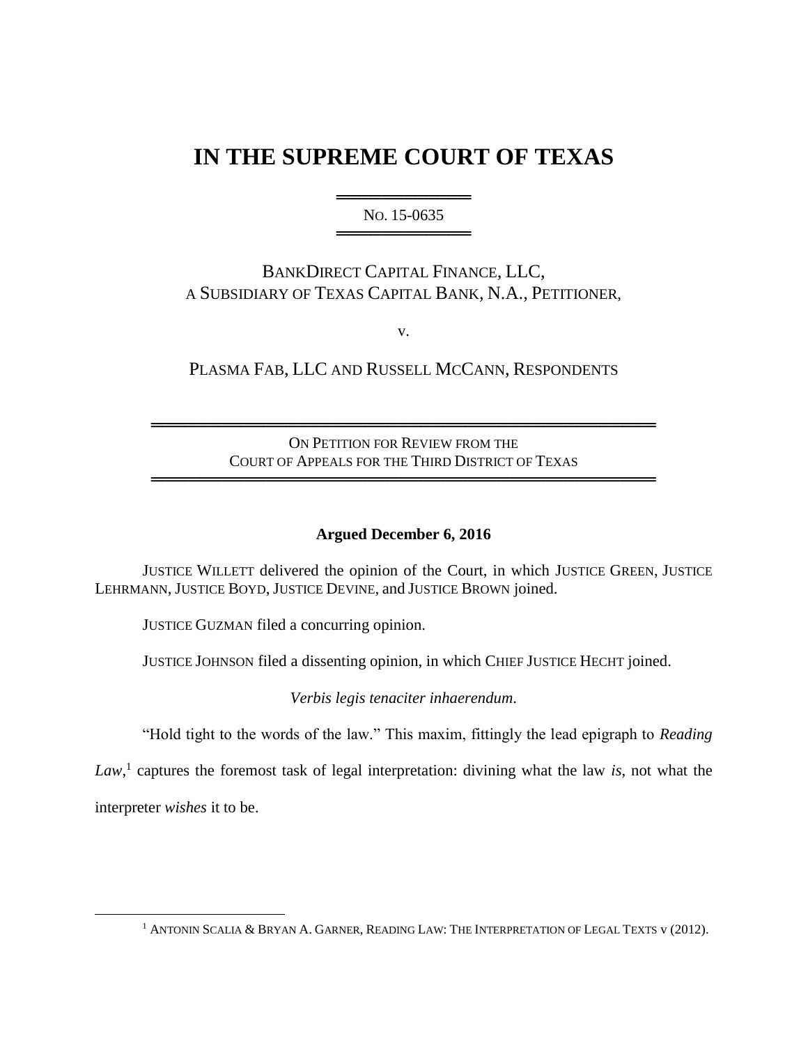# IN THE SUPREME COURT OF TEXAS

No. 15-0635

BANKDIRECT CAPITAL FINANCE, LLC, A SUBSIDIARY OF TEXAS CAPITAL BANK, N.A., PETITIONER,

v.

PLASMA FAB, LLC AND RUSSELL MCCANN, RESPONDENTS

ON PETITION FOR REVIEW FROM THE COURT OF APPEALS FOR THE THIRD DISTRICT OF TEXAS

**Argued December 6, 2016**

JUSTICE WILLETT delivered the opinion of the Court, in which JUSTICE GREEN, JUSTICE LEHRMANN, JUSTICE BOYD, JUSTICE DEVINE, and JUSTICE BROWN joined.

JUSTICE GUZMAN filed a concurring opinion.

JUSTICE JOHNSON filed a dissenting opinion, in which CHIEF JUSTICE HECHT joined.

*Verbis legis tenaciter inhaerendum.*

"Hold tight to the words of the law." This maxim, fittingly the lead epigraph to *Reading Law*,[1] captures the foremost task of legal interpretation: divining what the law *is*, not what the interpreter *wishes* it to be.

[1] ANTONIN SCALIA & BRYAN A. GARNER, READING LAW: THE INTERPRETATION OF LEGAL TEXTS v (2012).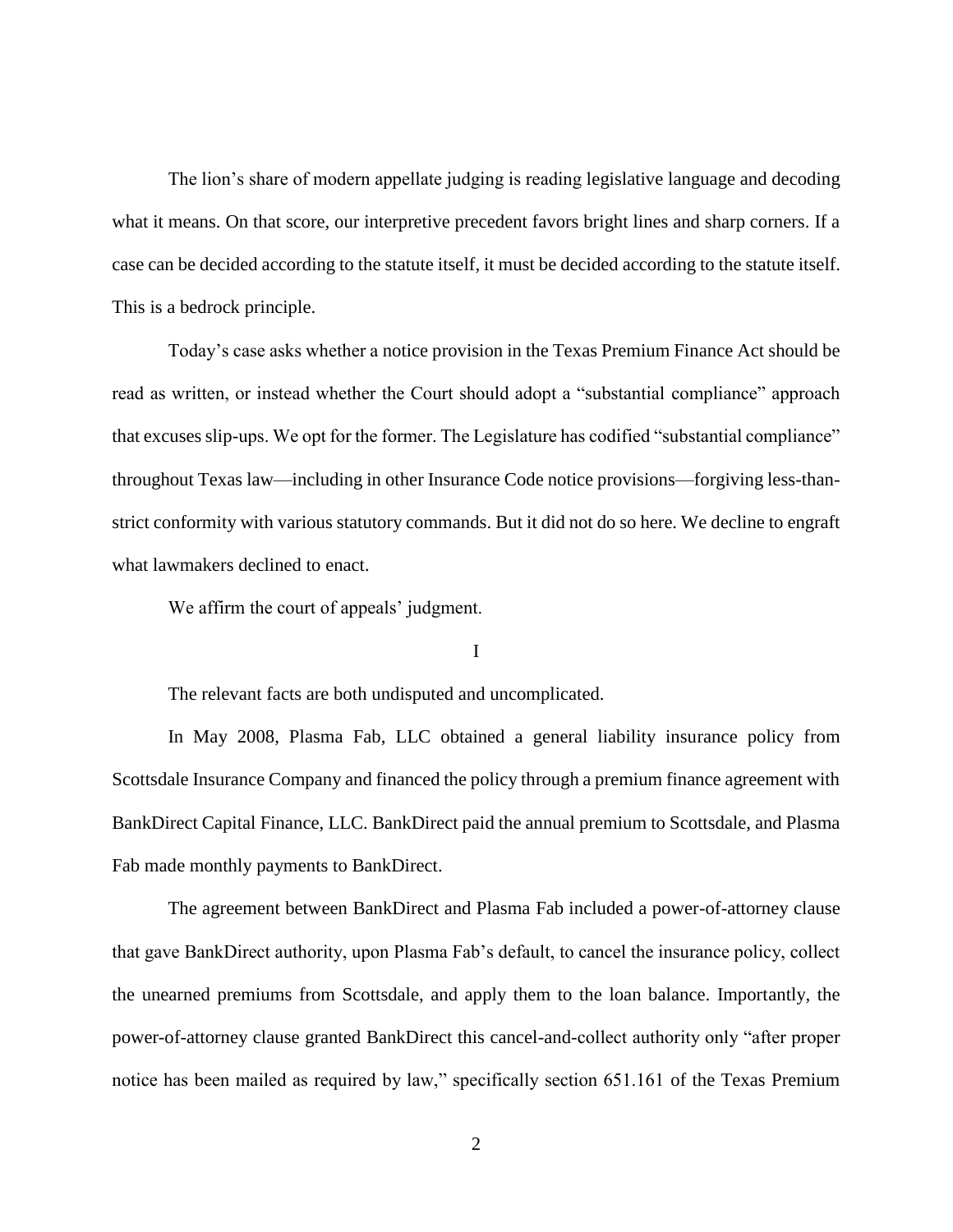The lion's share of modern appellate judging is reading legislative language and decoding what it means. On that score, our interpretive precedent favors bright lines and sharp corners. If a case can be decided according to the statute itself, it must be decided according to the statute itself. This is a bedrock principle.

Today's case asks whether a notice provision in the Texas Premium Finance Act should be read as written, or instead whether the Court should adopt a "substantial compliance" approach that excuses slip-ups. We opt for the former. The Legislature has codified "substantial compliance" throughout Texas law—including in other Insurance Code notice provisions—forgiving less-than-strict conformity with various statutory commands. But it did not do so here. We decline to engraft what lawmakers declined to enact.

We affirm the court of appeals' judgment.

# I

The relevant facts are both undisputed and uncomplicated.

In May 2008, Plasma Fab, LLC obtained a general liability insurance policy from Scottsdale Insurance Company and financed the policy through a premium finance agreement with BankDirect Capital Finance, LLC. BankDirect paid the annual premium to Scottsdale, and Plasma Fab made monthly payments to BankDirect.

The agreement between BankDirect and Plasma Fab included a power-of-attorney clause that gave BankDirect authority, upon Plasma Fab's default, to cancel the insurance policy, collect the unearned premiums from Scottsdale, and apply them to the loan balance. Importantly, the power-of-attorney clause granted BankDirect this cancel-and-collect authority only "after proper notice has been mailed as required by law," specifically section 651.161 of the Texas Premium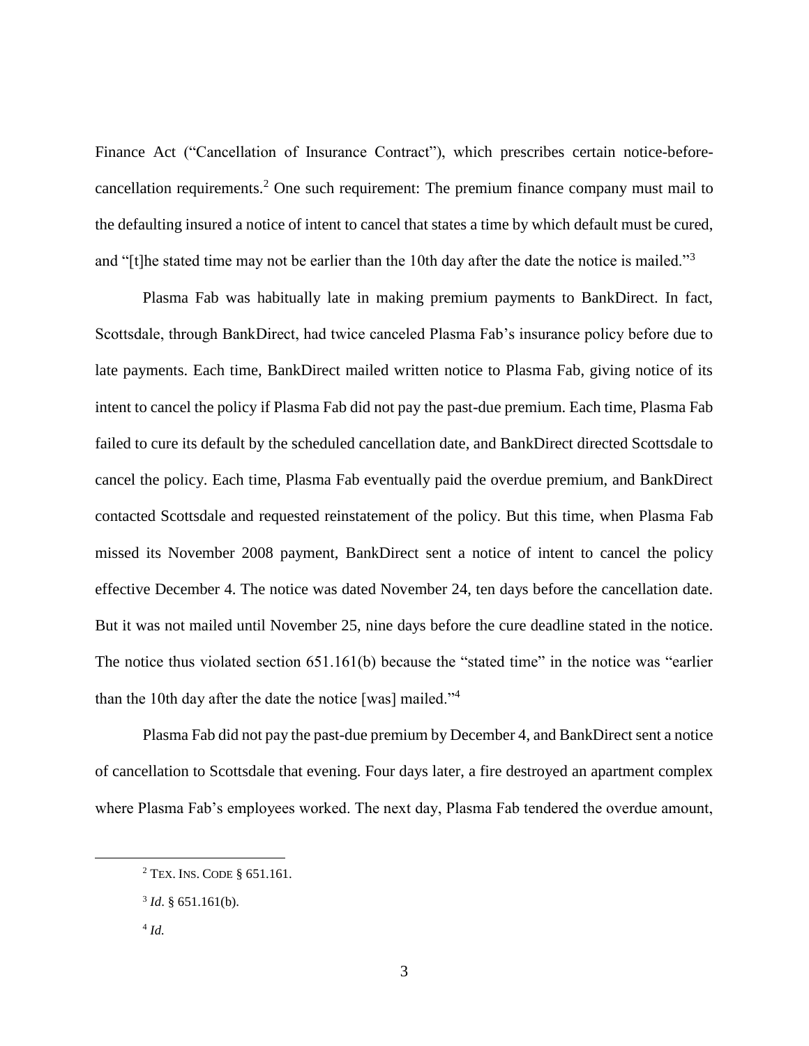Finance Act ("Cancellation of Insurance Contract"), which prescribes certain notice-before-cancellation requirements.[2] One such requirement: The premium finance company must mail to the defaulting insured a notice of intent to cancel that states a time by which default must be cured, and "[t]he stated time may not be earlier than the 10th day after the date the notice is mailed."[3]

Plasma Fab was habitually late in making premium payments to BankDirect. In fact, Scottsdale, through BankDirect, had twice canceled Plasma Fab's insurance policy before due to late payments. Each time, BankDirect mailed written notice to Plasma Fab, giving notice of its intent to cancel the policy if Plasma Fab did not pay the past-due premium. Each time, Plasma Fab failed to cure its default by the scheduled cancellation date, and BankDirect directed Scottsdale to cancel the policy. Each time, Plasma Fab eventually paid the overdue premium, and BankDirect contacted Scottsdale and requested reinstatement of the policy. But this time, when Plasma Fab missed its November 2008 payment, BankDirect sent a notice of intent to cancel the policy effective December 4. The notice was dated November 24, ten days before the cancellation date. But it was not mailed until November 25, nine days before the cure deadline stated in the notice. The notice thus violated section 651.161(b) because the "stated time" in the notice was "earlier than the 10th day after the date the notice [was] mailed."[4]

Plasma Fab did not pay the past-due premium by December 4, and BankDirect sent a notice of cancellation to Scottsdale that evening. Four days later, a fire destroyed an apartment complex where Plasma Fab's employees worked. The next day, Plasma Fab tendered the overdue amount,

---

[2] TEX. INS. CODE § 651.161.

[3] *Id*. § 651.161(b).

[4] *Id.*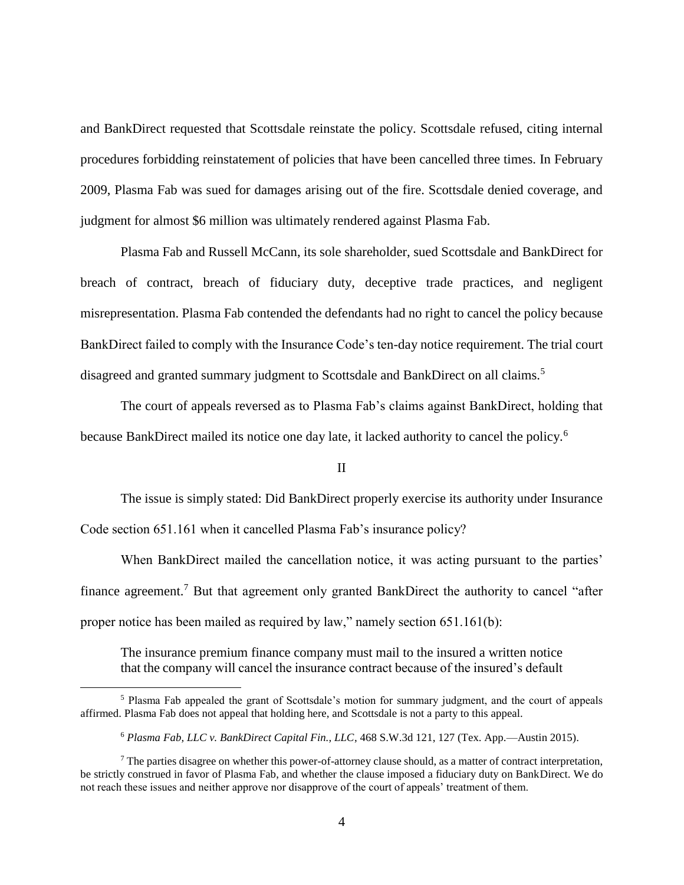and BankDirect requested that Scottsdale reinstate the policy. Scottsdale refused, citing internal procedures forbidding reinstatement of policies that have been cancelled three times. In February 2009, Plasma Fab was sued for damages arising out of the fire. Scottsdale denied coverage, and judgment for almost $6 million was ultimately rendered against Plasma Fab.

Plasma Fab and Russell McCann, its sole shareholder, sued Scottsdale and BankDirect for breach of contract, breach of fiduciary duty, deceptive trade practices, and negligent misrepresentation. Plasma Fab contended the defendants had no right to cancel the policy because BankDirect failed to comply with the Insurance Code's ten-day notice requirement. The trial court disagreed and granted summary judgment to Scottsdale and BankDirect on all claims.[5]

The court of appeals reversed as to Plasma Fab's claims against BankDirect, holding that because BankDirect mailed its notice one day late, it lacked authority to cancel the policy.[6]

## II

The issue is simply stated: Did BankDirect properly exercise its authority under Insurance Code section 651.161 when it cancelled Plasma Fab's insurance policy?

When BankDirect mailed the cancellation notice, it was acting pursuant to the parties' finance agreement.[7] But that agreement only granted BankDirect the authority to cancel "after proper notice has been mailed as required by law," namely section 651.161(b):

> The insurance premium finance company must mail to the insured a written notice that the company will cancel the insurance contract because of the insured's default

---

[5] Plasma Fab appealed the grant of Scottsdale's motion for summary judgment, and the court of appeals affirmed. Plasma Fab does not appeal that holding here, and Scottsdale is not a party to this appeal.

[6] *Plasma Fab, LLC v. BankDirect Capital Fin., LLC*, 468 S.W.3d 121, 127 (Tex. App.—Austin 2015).

[7] The parties disagree on whether this power-of-attorney clause should, as a matter of contract interpretation, be strictly construed in favor of Plasma Fab, and whether the clause imposed a fiduciary duty on BankDirect. We do not reach these issues and neither approve nor disapprove of the court of appeals' treatment of them.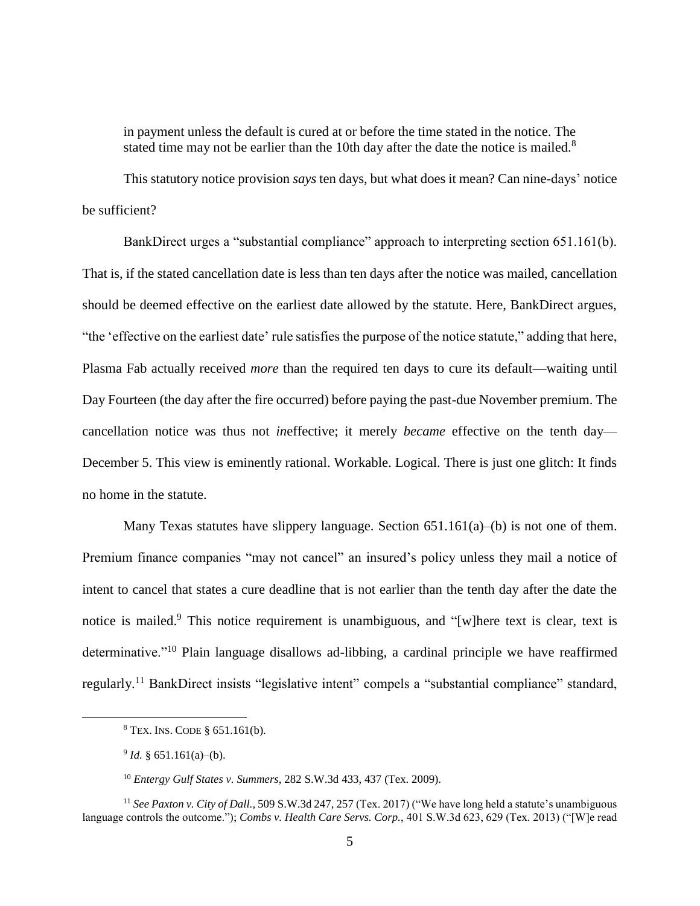in payment unless the default is cured at or before the time stated in the notice. The stated time may not be earlier than the 10th day after the date the notice is mailed.[8]

This statutory notice provision *says* ten days, but what does it mean? Can nine-days' notice be sufficient?

BankDirect urges a "substantial compliance" approach to interpreting section 651.161(b). That is, if the stated cancellation date is less than ten days after the notice was mailed, cancellation should be deemed effective on the earliest date allowed by the statute. Here, BankDirect argues, "the 'effective on the earliest date' rule satisfies the purpose of the notice statute," adding that here, Plasma Fab actually received *more* than the required ten days to cure its default—waiting until Day Fourteen (the day after the fire occurred) before paying the past-due November premium. The cancellation notice was thus not *in*effective; it merely *became* effective on the tenth day—December 5. This view is eminently rational. Workable. Logical. There is just one glitch: It finds no home in the statute.

Many Texas statutes have slippery language. Section 651.161(a)–(b) is not one of them. Premium finance companies "may not cancel" an insured's policy unless they mail a notice of intent to cancel that states a cure deadline that is not earlier than the tenth day after the date the notice is mailed.[9] This notice requirement is unambiguous, and "[w]here text is clear, text is determinative."[10] Plain language disallows ad-libbing, a cardinal principle we have reaffirmed regularly.[11] BankDirect insists "legislative intent" compels a "substantial compliance" standard,

---

[8] TEX. INS. CODE § 651.161(b).

[9] *Id.* § 651.161(a)–(b).

[10] *Entergy Gulf States v. Summers*, 282 S.W.3d 433, 437 (Tex. 2009).

[11] *See Paxton v. City of Dall.*, 509 S.W.3d 247, 257 (Tex. 2017) ("We have long held a statute's unambiguous language controls the outcome."); *Combs v. Health Care Servs. Corp.*, 401 S.W.3d 623, 629 (Tex. 2013) ("[W]e read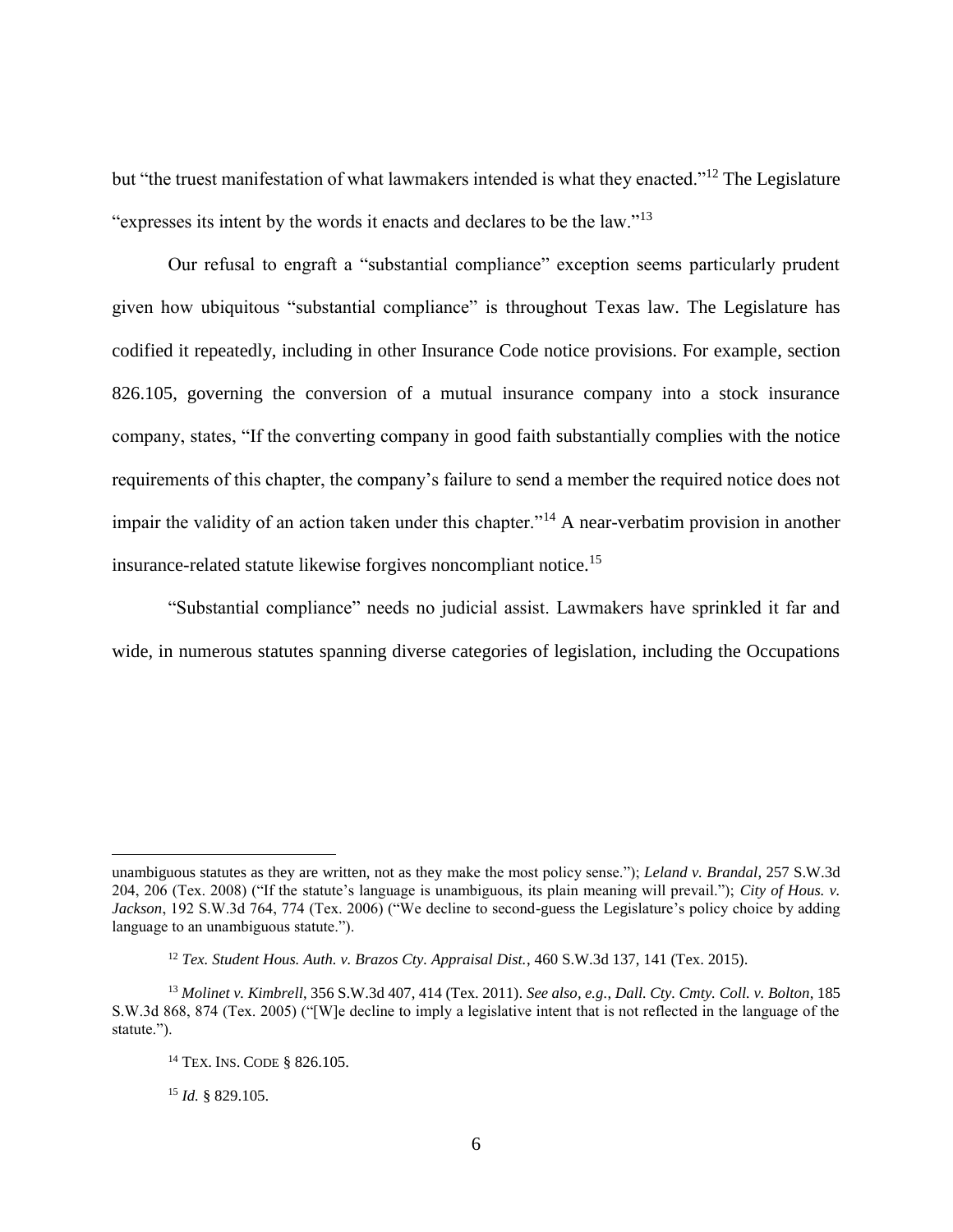but "the truest manifestation of what lawmakers intended is what they enacted."[12] The Legislature "expresses its intent by the words it enacts and declares to be the law."[13]

Our refusal to engraft a "substantial compliance" exception seems particularly prudent given how ubiquitous "substantial compliance" is throughout Texas law. The Legislature has codified it repeatedly, including in other Insurance Code notice provisions. For example, section 826.105, governing the conversion of a mutual insurance company into a stock insurance company, states, "If the converting company in good faith substantially complies with the notice requirements of this chapter, the company's failure to send a member the required notice does not impair the validity of an action taken under this chapter."[14] A near-verbatim provision in another insurance-related statute likewise forgives noncompliant notice.[15]

"Substantial compliance" needs no judicial assist. Lawmakers have sprinkled it far and wide, in numerous statutes spanning diverse categories of legislation, including the Occupations

---

unambiguous statutes as they are written, not as they make the most policy sense."); *Leland v. Brandal*, 257 S.W.3d 204, 206 (Tex. 2008) ("If the statute's language is unambiguous, its plain meaning will prevail."); *City of Hous. v. Jackson*, 192 S.W.3d 764, 774 (Tex. 2006) ("We decline to second-guess the Legislature's policy choice by adding language to an unambiguous statute.").

[12] *Tex. Student Hous. Auth. v. Brazos Cty. Appraisal Dist.*, 460 S.W.3d 137, 141 (Tex. 2015).

[13] *Molinet v. Kimbrell*, 356 S.W.3d 407, 414 (Tex. 2011). *See also, e.g.*, *Dall. Cty. Cmty. Coll. v. Bolton*, 185 S.W.3d 868, 874 (Tex. 2005) ("[W]e decline to imply a legislative intent that is not reflected in the language of the statute.").

[14] TEX. INS. CODE § 826.105.

[15] *Id.* § 829.105.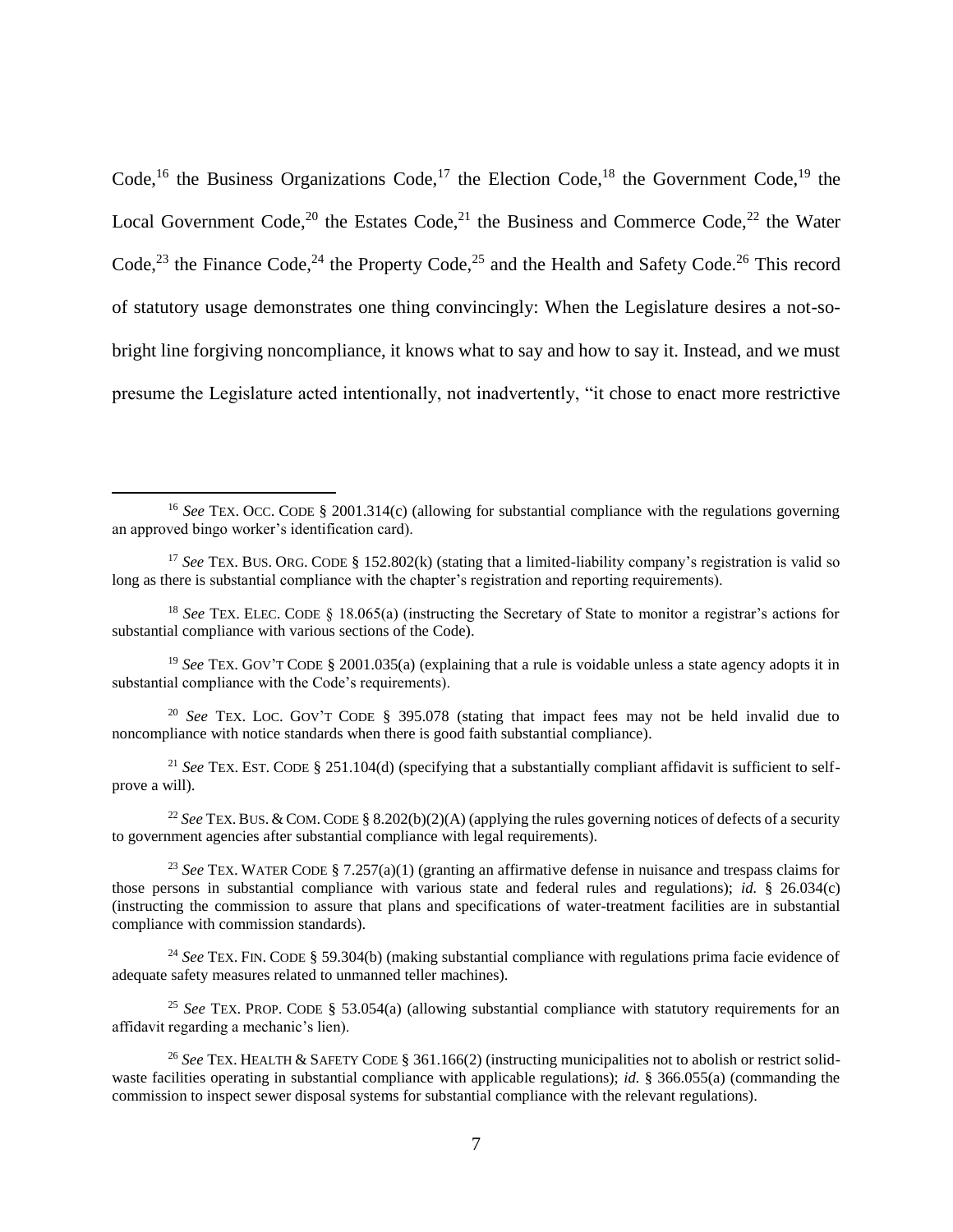Code,[16] the Business Organizations Code,[17] the Election Code,[18] the Government Code,[19] the Local Government Code,[20] the Estates Code,[21] the Business and Commerce Code,[22] the Water Code,[23] the Finance Code,[24] the Property Code,[25] and the Health and Safety Code.[26] This record of statutory usage demonstrates one thing convincingly: When the Legislature desires a not-so-bright line forgiving noncompliance, it knows what to say and how to say it. Instead, and we must presume the Legislature acted intentionally, not inadvertently, "it chose to enact more restrictive

---

[16] *See* TEX. OCC. CODE § 2001.314(c) (allowing for substantial compliance with the regulations governing an approved bingo worker's identification card).

[17] *See* TEX. BUS. ORG. CODE § 152.802(k) (stating that a limited-liability company's registration is valid so long as there is substantial compliance with the chapter's registration and reporting requirements).

[18] *See* TEX. ELEC. CODE § 18.065(a) (instructing the Secretary of State to monitor a registrar's actions for substantial compliance with various sections of the Code).

[19] *See* TEX. GOV'T CODE § 2001.035(a) (explaining that a rule is voidable unless a state agency adopts it in substantial compliance with the Code's requirements).

[20] *See* TEX. LOC. GOV'T CODE § 395.078 (stating that impact fees may not be held invalid due to noncompliance with notice standards when there is good faith substantial compliance).

[21] *See* TEX. EST. CODE § 251.104(d) (specifying that a substantially compliant affidavit is sufficient to self-prove a will).

[22] *See* TEX. BUS. & COM. CODE § 8.202(b)(2)(A) (applying the rules governing notices of defects of a security to government agencies after substantial compliance with legal requirements).

[23] *See* TEX. WATER CODE § 7.257(a)(1) (granting an affirmative defense in nuisance and trespass claims for those persons in substantial compliance with various state and federal rules and regulations); *id.* § 26.034(c) (instructing the commission to assure that plans and specifications of water-treatment facilities are in substantial compliance with commission standards).

[24] *See* TEX. FIN. CODE § 59.304(b) (making substantial compliance with regulations prima facie evidence of adequate safety measures related to unmanned teller machines).

[25] *See* TEX. PROP. CODE § 53.054(a) (allowing substantial compliance with statutory requirements for an affidavit regarding a mechanic's lien).

[26] *See* TEX. HEALTH & SAFETY CODE § 361.166(2) (instructing municipalities not to abolish or restrict solid-waste facilities operating in substantial compliance with applicable regulations); *id.* § 366.055(a) (commanding the commission to inspect sewer disposal systems for substantial compliance with the relevant regulations).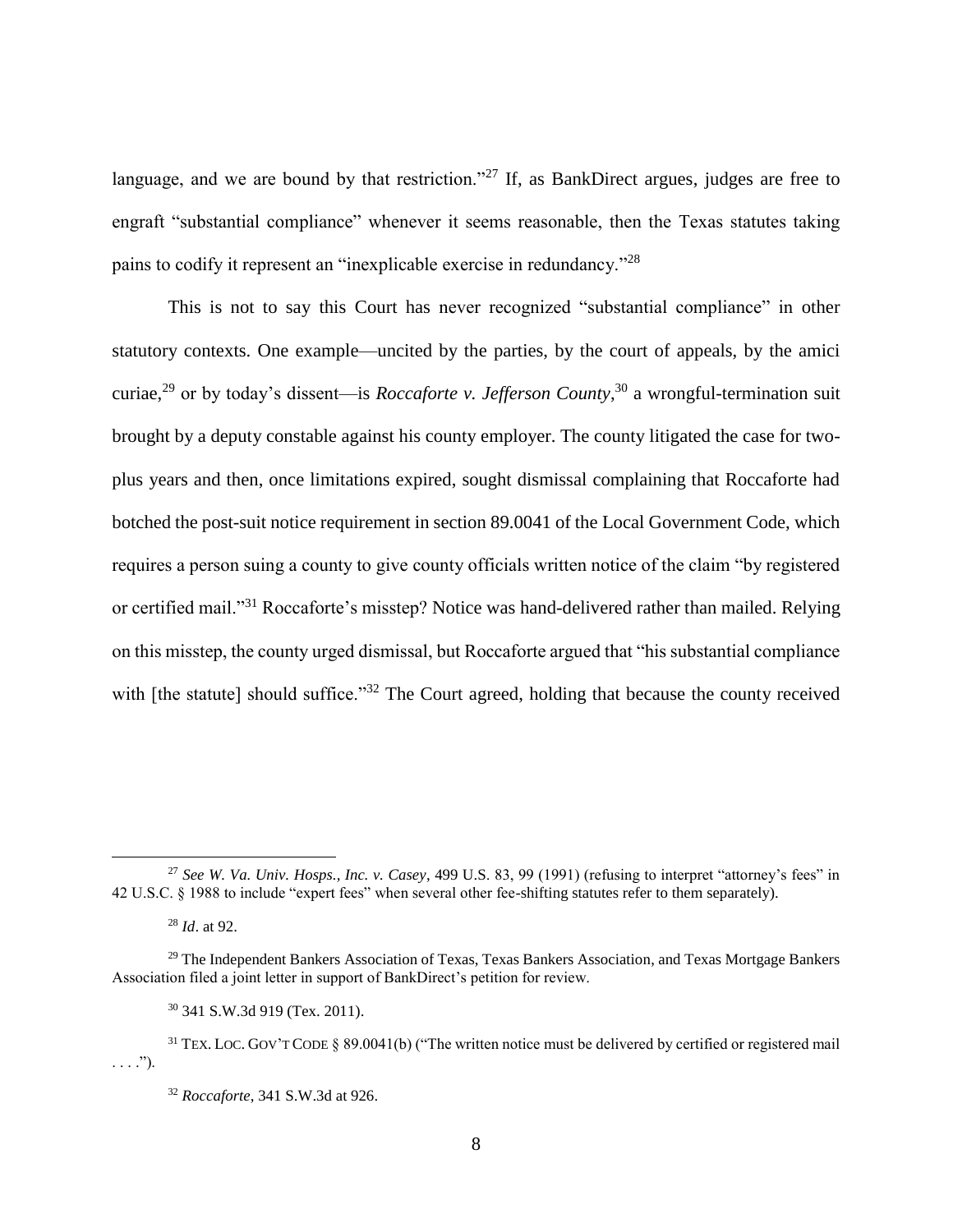language, and we are bound by that restriction."[27] If, as BankDirect argues, judges are free to engraft "substantial compliance" whenever it seems reasonable, then the Texas statutes taking pains to codify it represent an "inexplicable exercise in redundancy."[28]

This is not to say this Court has never recognized "substantial compliance" in other statutory contexts. One example—uncited by the parties, by the court of appeals, by the amici curiae,[29] or by today's dissent—is *Roccaforte v. Jefferson County*,[30] a wrongful-termination suit brought by a deputy constable against his county employer. The county litigated the case for two-plus years and then, once limitations expired, sought dismissal complaining that Roccaforte had botched the post-suit notice requirement in section 89.0041 of the Local Government Code, which requires a person suing a county to give county officials written notice of the claim "by registered or certified mail."[31] Roccaforte's misstep? Notice was hand-delivered rather than mailed. Relying on this misstep, the county urged dismissal, but Roccaforte argued that "his substantial compliance with [the statute] should suffice."[32] The Court agreed, holding that because the county received

---

[27] *See W. Va. Univ. Hosps., Inc. v. Casey*, 499 U.S. 83, 99 (1991) (refusing to interpret "attorney's fees" in 42 U.S.C. § 1988 to include "expert fees" when several other fee-shifting statutes refer to them separately).

[28] *Id*. at 92.

[29] The Independent Bankers Association of Texas, Texas Bankers Association, and Texas Mortgage Bankers Association filed a joint letter in support of BankDirect's petition for review.

[30] 341 S.W.3d 919 (Tex. 2011).

[31] TEX. LOC. GOV'T CODE § 89.0041(b) ("The written notice must be delivered by certified or registered mail . . . .").

[32] *Roccaforte*, 341 S.W.3d at 926.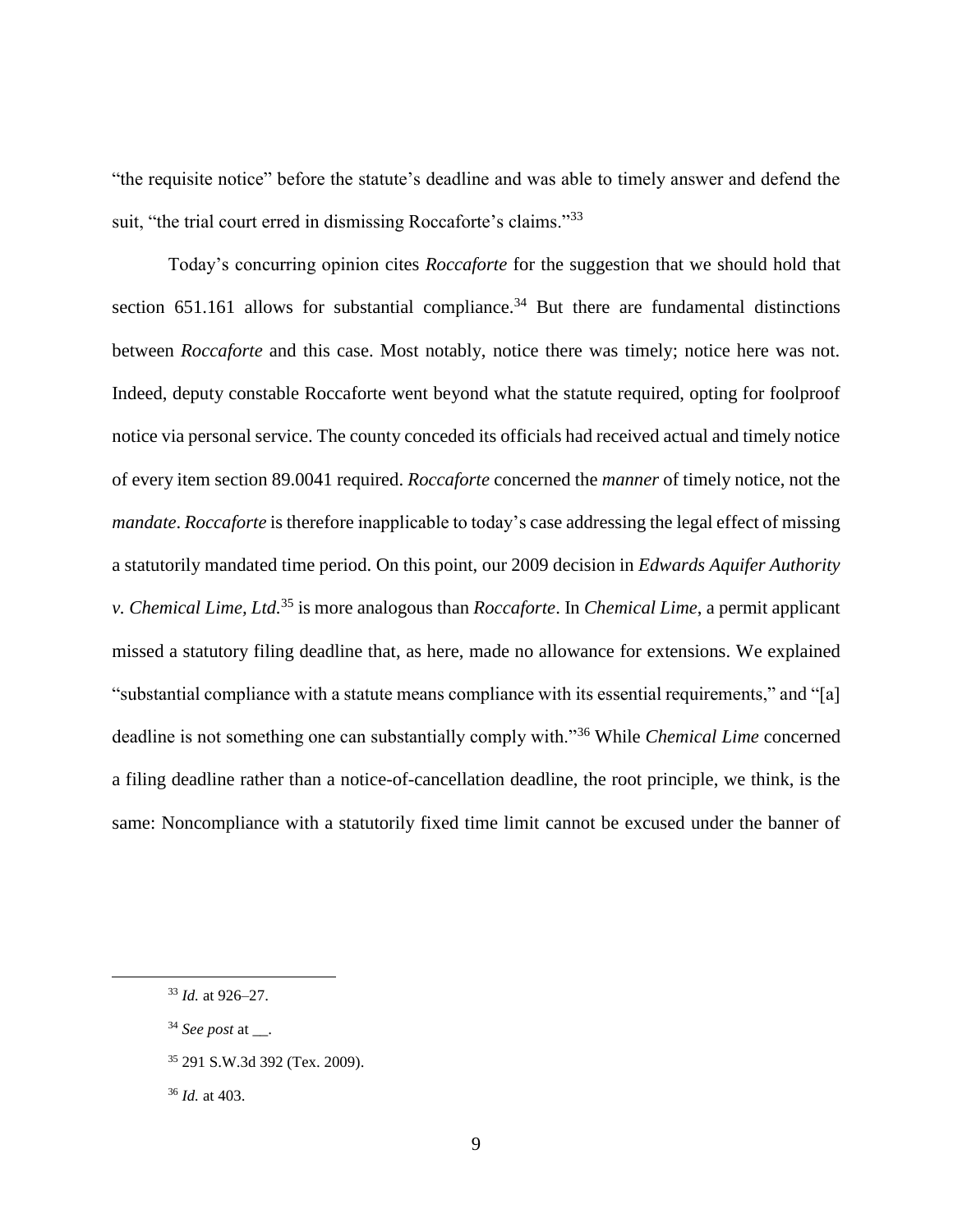"the requisite notice" before the statute's deadline and was able to timely answer and defend the suit, "the trial court erred in dismissing Roccaforte's claims."[33]

Today's concurring opinion cites *Roccaforte* for the suggestion that we should hold that section 651.161 allows for substantial compliance.[34] But there are fundamental distinctions between *Roccaforte* and this case. Most notably, notice there was timely; notice here was not. Indeed, deputy constable Roccaforte went beyond what the statute required, opting for foolproof notice via personal service. The county conceded its officials had received actual and timely notice of every item section 89.0041 required. *Roccaforte* concerned the *manner* of timely notice, not the *mandate*. *Roccaforte* is therefore inapplicable to today's case addressing the legal effect of missing a statutorily mandated time period. On this point, our 2009 decision in *Edwards Aquifer Authority v. Chemical Lime, Ltd.*[35] is more analogous than *Roccaforte*. In *Chemical Lime*, a permit applicant missed a statutory filing deadline that, as here, made no allowance for extensions. We explained "substantial compliance with a statute means compliance with its essential requirements," and "[a] deadline is not something one can substantially comply with."[36] While *Chemical Lime* concerned a filing deadline rather than a notice-of-cancellation deadline, the root principle, we think, is the same: Noncompliance with a statutorily fixed time limit cannot be excused under the banner of

---

[33] *Id.* at 926–27.

[34] *See post* at __.

[35] 291 S.W.3d 392 (Tex. 2009).

[36] *Id.* at 403.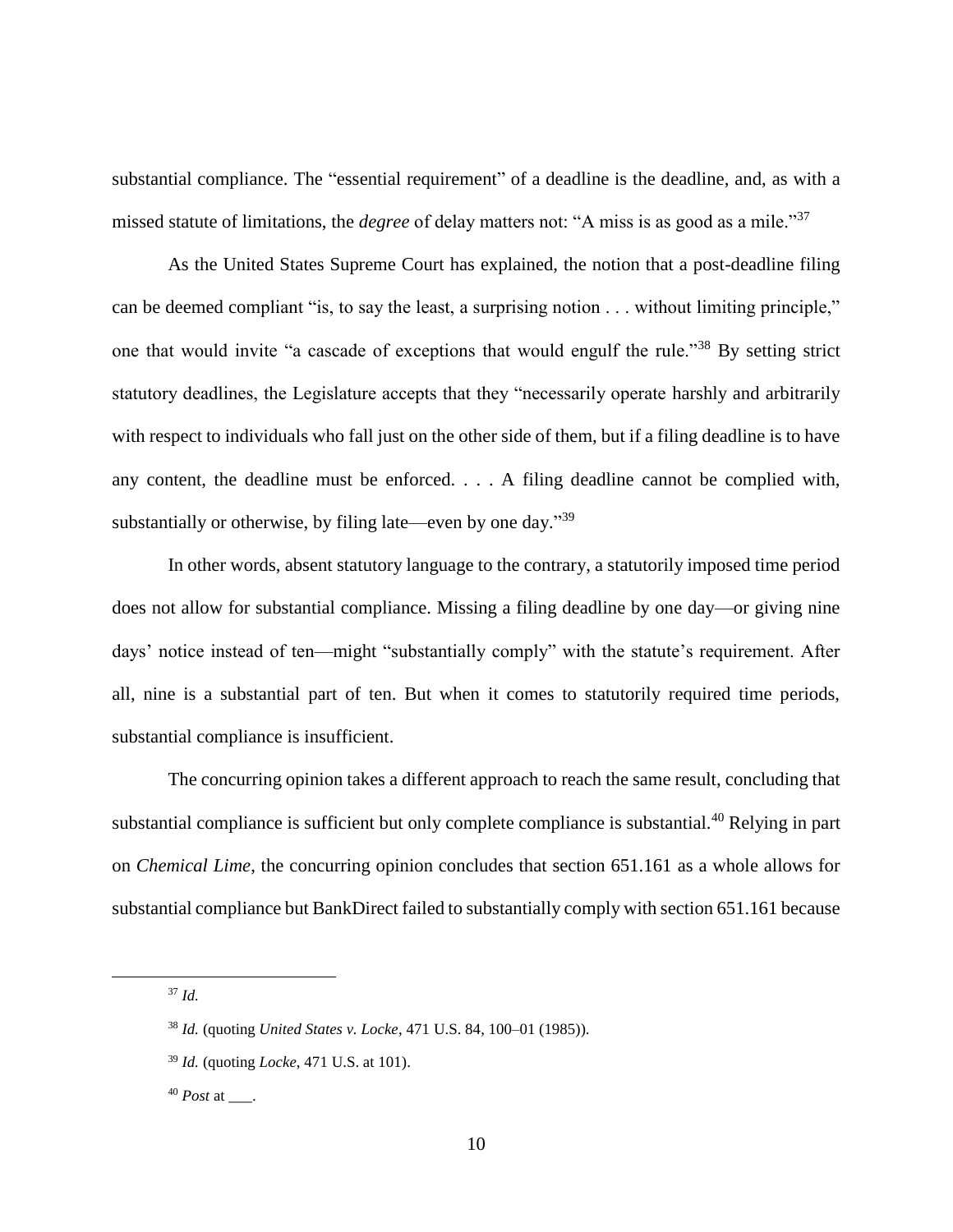substantial compliance. The "essential requirement" of a deadline is the deadline, and, as with a missed statute of limitations, the *degree* of delay matters not: "A miss is as good as a mile."[37]

As the United States Supreme Court has explained, the notion that a post-deadline filing can be deemed compliant "is, to say the least, a surprising notion . . . without limiting principle," one that would invite "a cascade of exceptions that would engulf the rule."[38] By setting strict statutory deadlines, the Legislature accepts that they "necessarily operate harshly and arbitrarily with respect to individuals who fall just on the other side of them, but if a filing deadline is to have any content, the deadline must be enforced. . . . A filing deadline cannot be complied with, substantially or otherwise, by filing late—even by one day."[39]

In other words, absent statutory language to the contrary, a statutorily imposed time period does not allow for substantial compliance. Missing a filing deadline by one day—or giving nine days' notice instead of ten—might "substantially comply" with the statute's requirement. After all, nine is a substantial part of ten. But when it comes to statutorily required time periods, substantial compliance is insufficient.

The concurring opinion takes a different approach to reach the same result, concluding that substantial compliance is sufficient but only complete compliance is substantial.[40] Relying in part on *Chemical Lime*, the concurring opinion concludes that section 651.161 as a whole allows for substantial compliance but BankDirect failed to substantially comply with section 651.161 because

---

[37] *Id.*

[38] *Id.* (quoting *United States v. Locke*, 471 U.S. 84, 100–01 (1985)).

[39] *Id.* (quoting *Locke*, 471 U.S. at 101).

[40] *Post* at ___.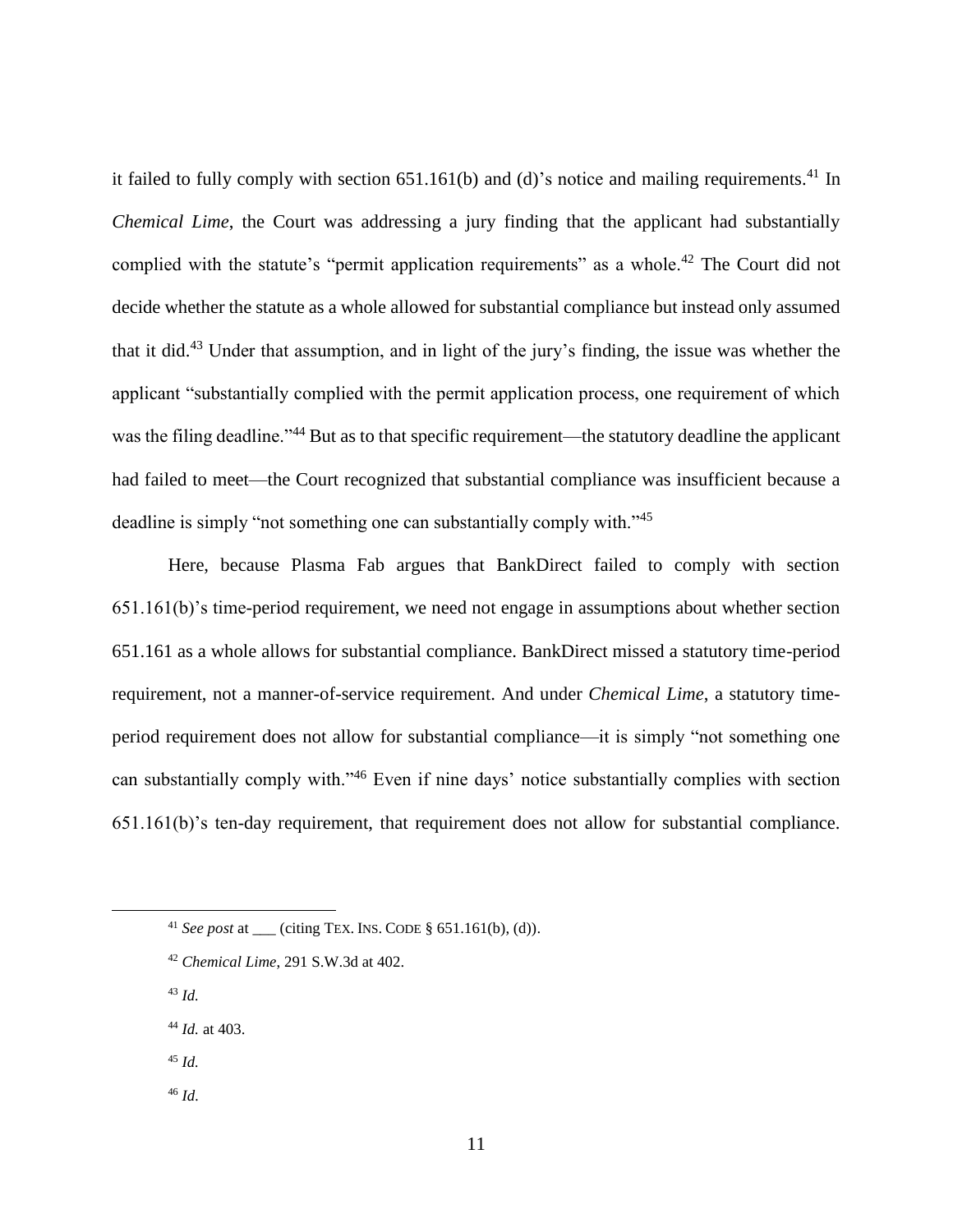it failed to fully comply with section 651.161(b) and (d)'s notice and mailing requirements.[41] In *Chemical Lime*, the Court was addressing a jury finding that the applicant had substantially complied with the statute's "permit application requirements" as a whole.[42] The Court did not decide whether the statute as a whole allowed for substantial compliance but instead only assumed that it did.[43] Under that assumption, and in light of the jury's finding, the issue was whether the applicant "substantially complied with the permit application process, one requirement of which was the filing deadline."[44] But as to that specific requirement—the statutory deadline the applicant had failed to meet—the Court recognized that substantial compliance was insufficient because a deadline is simply "not something one can substantially comply with."[45]

Here, because Plasma Fab argues that BankDirect failed to comply with section 651.161(b)'s time-period requirement, we need not engage in assumptions about whether section 651.161 as a whole allows for substantial compliance. BankDirect missed a statutory time-period requirement, not a manner-of-service requirement. And under *Chemical Lime*, a statutory time-period requirement does not allow for substantial compliance—it is simply "not something one can substantially comply with."[46] Even if nine days' notice substantially complies with section 651.161(b)'s ten-day requirement, that requirement does not allow for substantial compliance.

---

[41] *See post* at ___ (citing TEX. INS. CODE § 651.161(b), (d)).

[42] *Chemical Lime*, 291 S.W.3d at 402.

[43] *Id.*

[44] *Id.* at 403.

[45] *Id.*

[46] *Id.*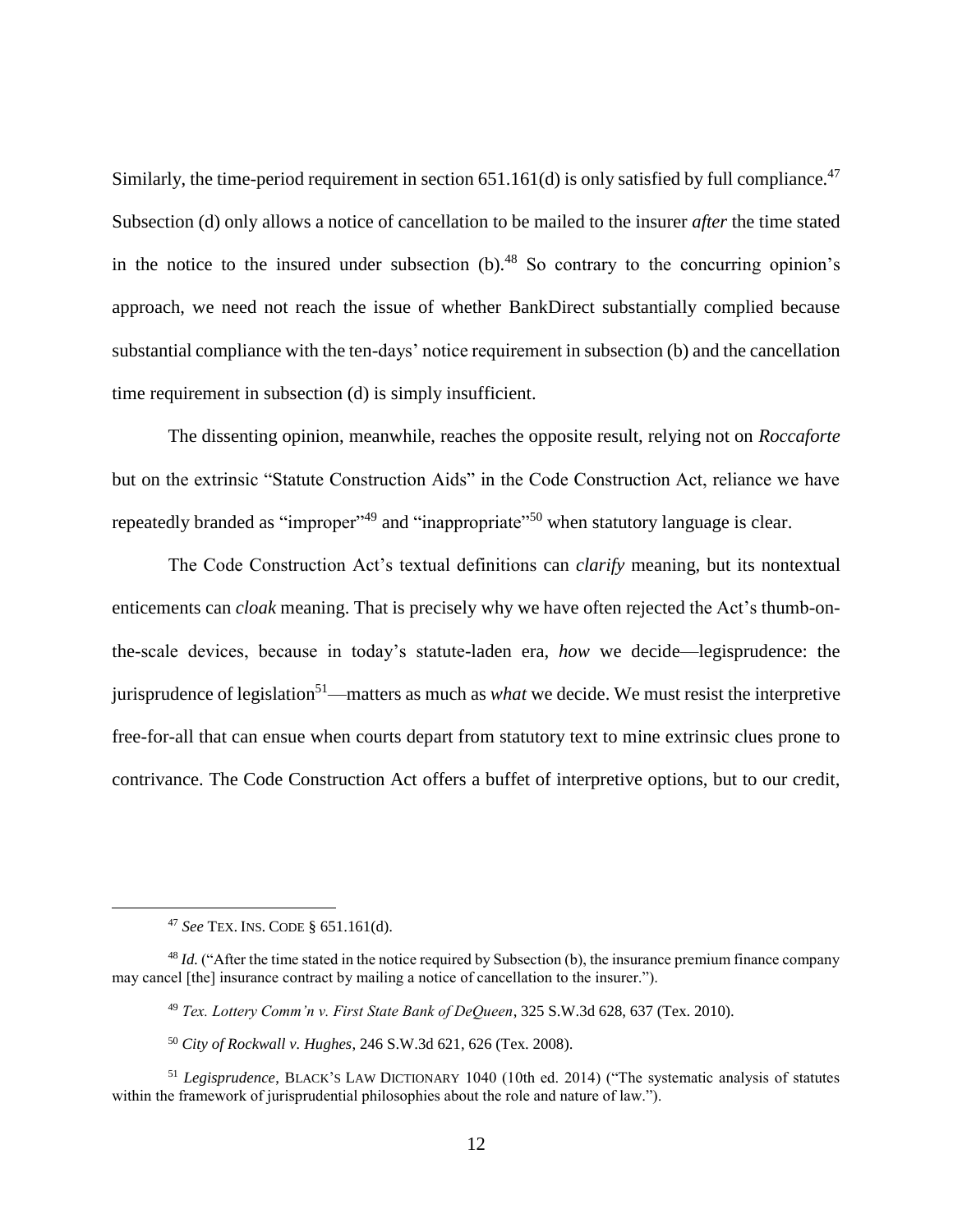Similarly, the time-period requirement in section 651.161(d) is only satisfied by full compliance.[47] Subsection (d) only allows a notice of cancellation to be mailed to the insurer *after* the time stated in the notice to the insured under subsection (b).[48] So contrary to the concurring opinion's approach, we need not reach the issue of whether BankDirect substantially complied because substantial compliance with the ten-days' notice requirement in subsection (b) and the cancellation time requirement in subsection (d) is simply insufficient.

The dissenting opinion, meanwhile, reaches the opposite result, relying not on *Roccaforte* but on the extrinsic "Statute Construction Aids" in the Code Construction Act, reliance we have repeatedly branded as "improper"[49] and "inappropriate"[50] when statutory language is clear.

The Code Construction Act's textual definitions can *clarify* meaning, but its nontextual enticements can *cloak* meaning. That is precisely why we have often rejected the Act's thumb-on-the-scale devices, because in today's statute-laden era, *how* we decide—legisprudence: the jurisprudence of legislation[51]—matters as much as *what* we decide. We must resist the interpretive free-for-all that can ensue when courts depart from statutory text to mine extrinsic clues prone to contrivance. The Code Construction Act offers a buffet of interpretive options, but to our credit,

---

[47] *See* TEX. INS. CODE § 651.161(d).

[48] *Id.* ("After the time stated in the notice required by Subsection (b), the insurance premium finance company may cancel [the] insurance contract by mailing a notice of cancellation to the insurer.").

[49] *Tex. Lottery Comm'n v. First State Bank of DeQueen*, 325 S.W.3d 628, 637 (Tex. 2010).

[50] *City of Rockwall v. Hughes*, 246 S.W.3d 621, 626 (Tex. 2008).

[51] *Legisprudence*, BLACK'S LAW DICTIONARY 1040 (10th ed. 2014) ("The systematic analysis of statutes within the framework of jurisprudential philosophies about the role and nature of law.").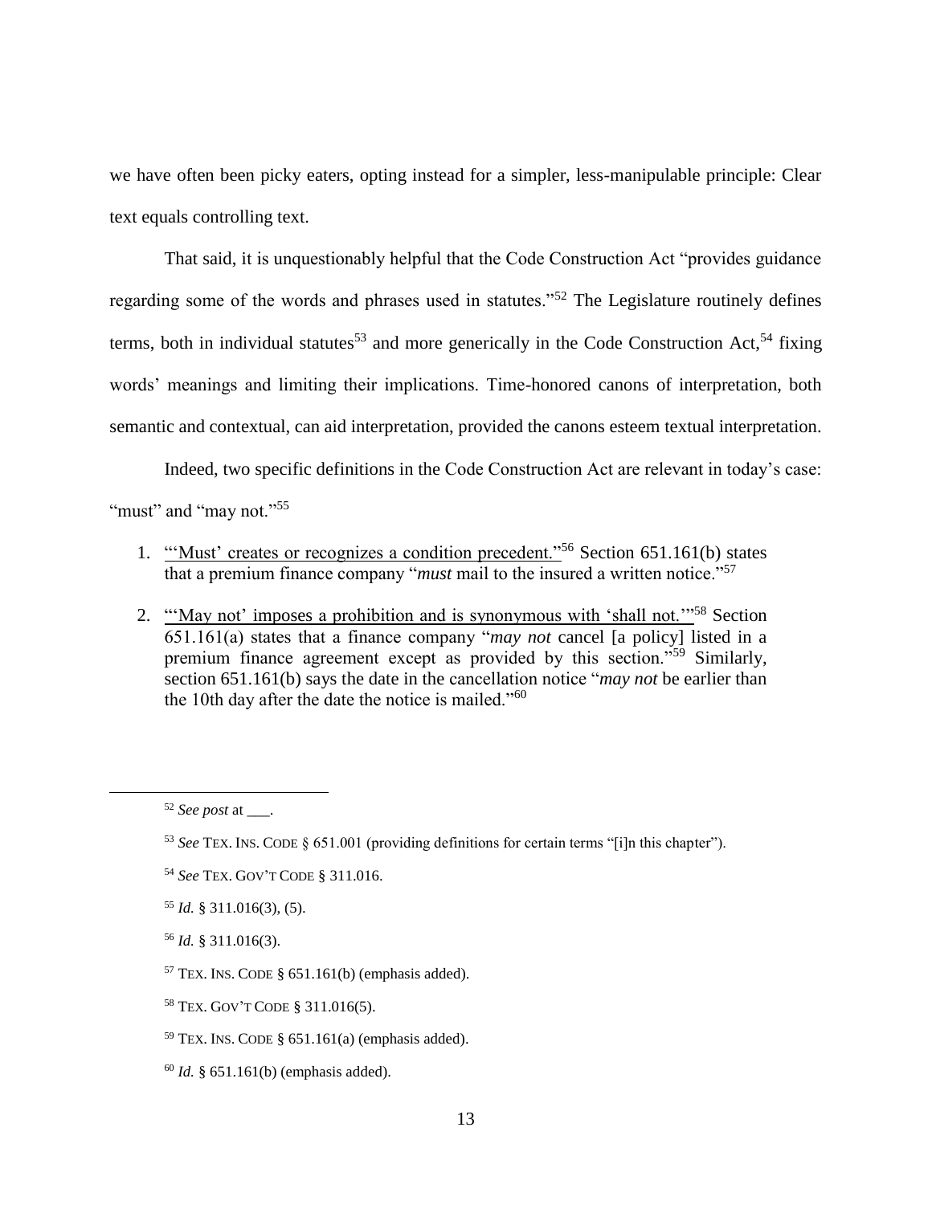we have often been picky eaters, opting instead for a simpler, less-manipulable principle: Clear text equals controlling text.

That said, it is unquestionably helpful that the Code Construction Act "provides guidance regarding some of the words and phrases used in statutes."[52] The Legislature routinely defines terms, both in individual statutes[53] and more generically in the Code Construction Act,[54] fixing words' meanings and limiting their implications. Time-honored canons of interpretation, both semantic and contextual, can aid interpretation, provided the canons esteem textual interpretation.

Indeed, two specific definitions in the Code Construction Act are relevant in today's case: "must" and "may not."[55]

1. "'Must' creates or recognizes a condition precedent."[56] Section 651.161(b) states that a premium finance company "*must* mail to the insured a written notice."[57]

2. "'May not' imposes a prohibition and is synonymous with 'shall not.'"[58] Section 651.161(a) states that a finance company "*may not* cancel [a policy] listed in a premium finance agreement except as provided by this section."[59] Similarly, section 651.161(b) says the date in the cancellation notice "*may not* be earlier than the 10th day after the date the notice is mailed."[60]

---

[52] *See post* at ___.

[53] *See* TEX. INS. CODE § 651.001 (providing definitions for certain terms "[i]n this chapter").

[54] *See* TEX. GOV'T CODE § 311.016.

[55] *Id.* § 311.016(3), (5).

[56] *Id.* § 311.016(3).

[57] TEX. INS. CODE § 651.161(b) (emphasis added).

[58] TEX. GOV'T CODE § 311.016(5).

[59] TEX. INS. CODE § 651.161(a) (emphasis added).

[60] *Id.* § 651.161(b) (emphasis added).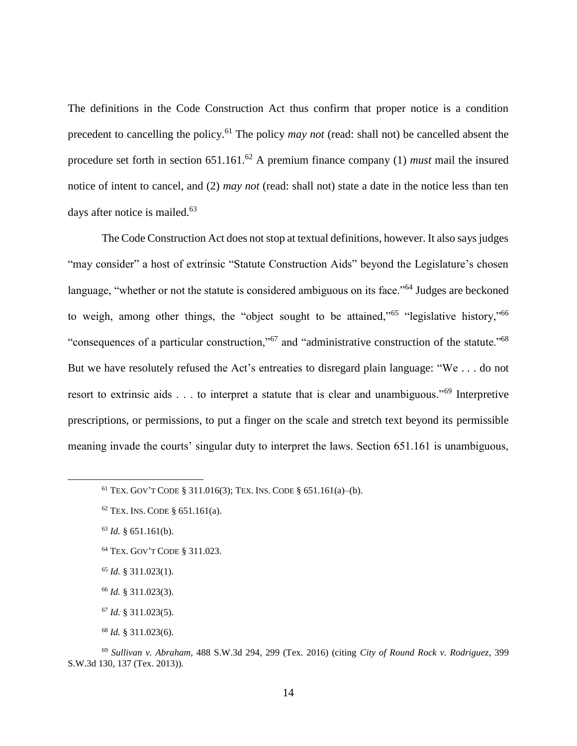The definitions in the Code Construction Act thus confirm that proper notice is a condition precedent to cancelling the policy.[61] The policy *may not* (read: shall not) be cancelled absent the procedure set forth in section 651.161.[62] A premium finance company (1) *must* mail the insured notice of intent to cancel, and (2) *may not* (read: shall not) state a date in the notice less than ten days after notice is mailed.[63]

The Code Construction Act does not stop at textual definitions, however. It also says judges "may consider" a host of extrinsic "Statute Construction Aids" beyond the Legislature's chosen language, "whether or not the statute is considered ambiguous on its face."[64] Judges are beckoned to weigh, among other things, the "object sought to be attained,"[65] "legislative history,"[66] "consequences of a particular construction,"[67] and "administrative construction of the statute."[68] But we have resolutely refused the Act's entreaties to disregard plain language: "We . . . do not resort to extrinsic aids . . . to interpret a statute that is clear and unambiguous."[69] Interpretive prescriptions, or permissions, to put a finger on the scale and stretch text beyond its permissible meaning invade the courts' singular duty to interpret the laws. Section 651.161 is unambiguous,

---

[61] TEX. GOV'T CODE § 311.016(3); TEX. INS. CODE § 651.161(a)–(b).

[62] TEX. INS. CODE § 651.161(a).

[63] *Id.* § 651.161(b).

[64] TEX. GOV'T CODE § 311.023.

[65] *Id.* § 311.023(1).

[66] *Id.* § 311.023(3).

[67] *Id.* § 311.023(5).

[68] *Id.* § 311.023(6).

[69] *Sullivan v. Abraham*, 488 S.W.3d 294, 299 (Tex. 2016) (citing *City of Round Rock v. Rodriguez*, 399 S.W.3d 130, 137 (Tex. 2013)).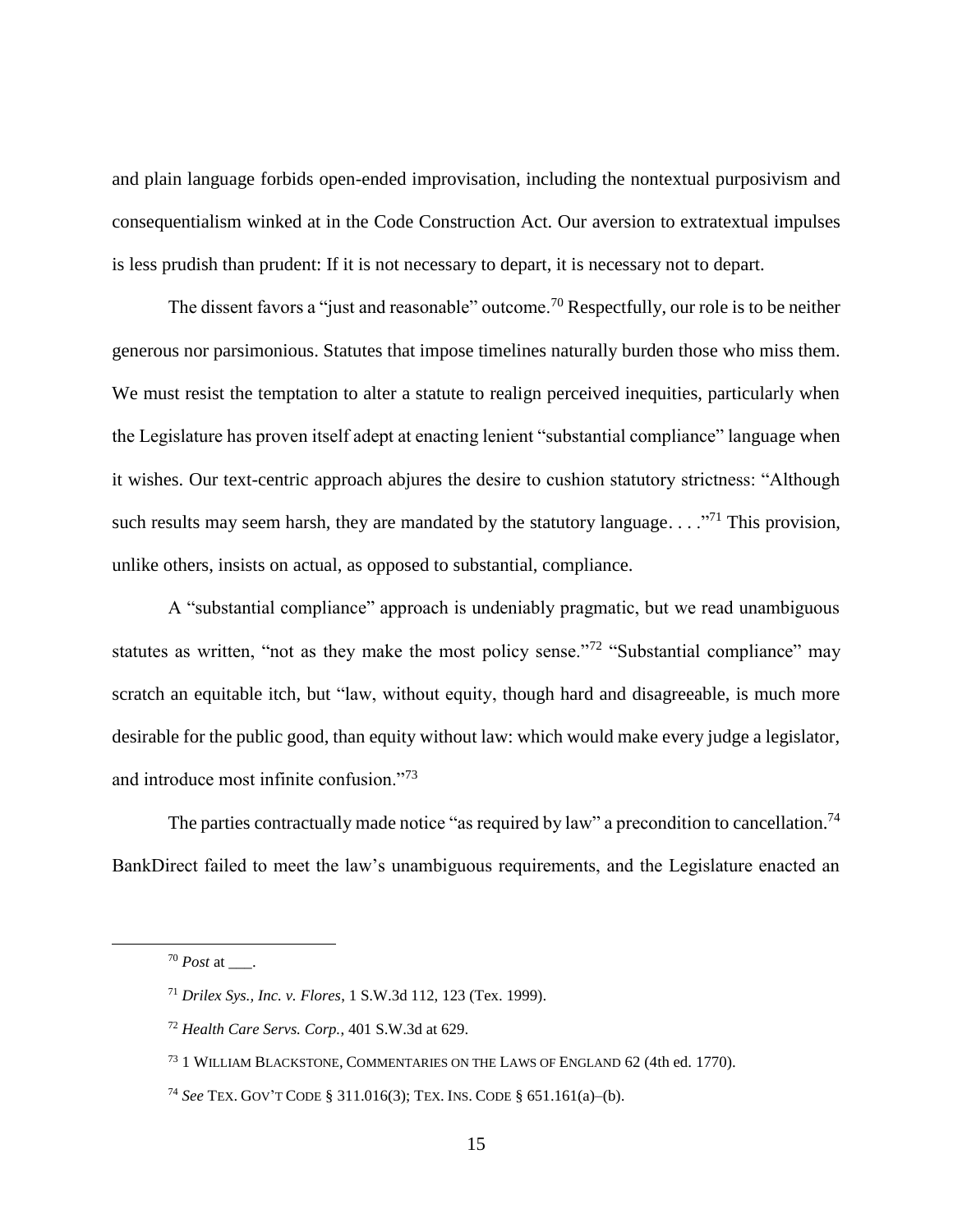and plain language forbids open-ended improvisation, including the nontextual purposivism and consequentialism winked at in the Code Construction Act. Our aversion to extratextual impulses is less prudish than prudent: If it is not necessary to depart, it is necessary not to depart.

The dissent favors a "just and reasonable" outcome.[70] Respectfully, our role is to be neither generous nor parsimonious. Statutes that impose timelines naturally burden those who miss them. We must resist the temptation to alter a statute to realign perceived inequities, particularly when the Legislature has proven itself adept at enacting lenient "substantial compliance" language when it wishes. Our text-centric approach abjures the desire to cushion statutory strictness: "Although such results may seem harsh, they are mandated by the statutory language. . . ."[71] This provision, unlike others, insists on actual, as opposed to substantial, compliance.

A "substantial compliance" approach is undeniably pragmatic, but we read unambiguous statutes as written, "not as they make the most policy sense."[72] "Substantial compliance" may scratch an equitable itch, but "law, without equity, though hard and disagreeable, is much more desirable for the public good, than equity without law: which would make every judge a legislator, and introduce most infinite confusion."[73]

The parties contractually made notice "as required by law" a precondition to cancellation.[74] BankDirect failed to meet the law's unambiguous requirements, and the Legislature enacted an

---

[70] *Post* at ___.

[71] *Drilex Sys., Inc. v. Flores*, 1 S.W.3d 112, 123 (Tex. 1999).

[72] *Health Care Servs. Corp.*, 401 S.W.3d at 629.

[73] 1 WILLIAM BLACKSTONE, COMMENTARIES ON THE LAWS OF ENGLAND 62 (4th ed. 1770).

[74] *See* TEX. GOV'T CODE § 311.016(3); TEX. INS. CODE § 651.161(a)–(b).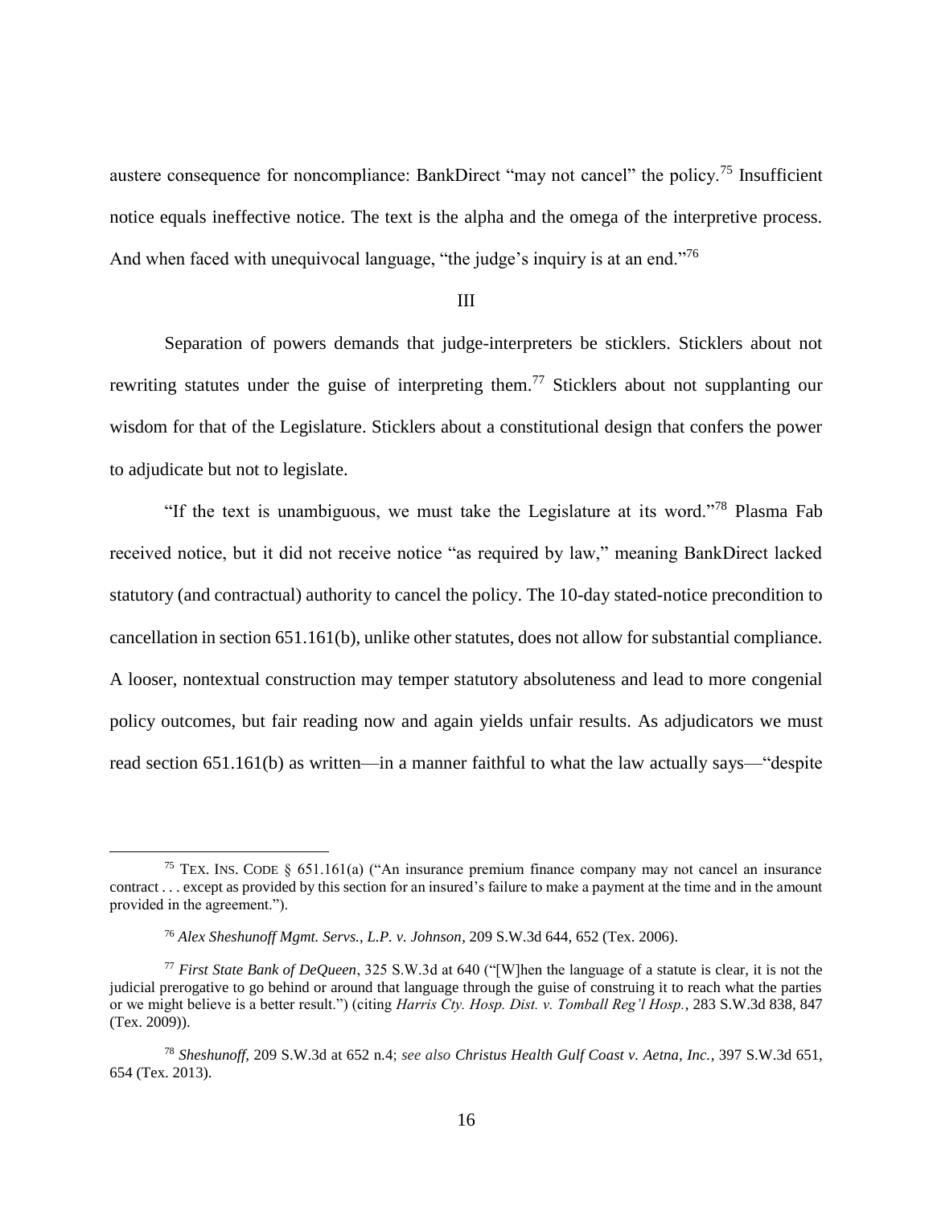austere consequence for noncompliance: BankDirect "may not cancel" the policy.[75] Insufficient notice equals ineffective notice. The text is the alpha and the omega of the interpretive process. And when faced with unequivocal language, "the judge's inquiry is at an end."[76]

III

Separation of powers demands that judge-interpreters be sticklers. Sticklers about not rewriting statutes under the guise of interpreting them.[77] Sticklers about not supplanting our wisdom for that of the Legislature. Sticklers about a constitutional design that confers the power to adjudicate but not to legislate.

"If the text is unambiguous, we must take the Legislature at its word."[78] Plasma Fab received notice, but it did not receive notice "as required by law," meaning BankDirect lacked statutory (and contractual) authority to cancel the policy. The 10-day stated-notice precondition to cancellation in section 651.161(b), unlike other statutes, does not allow for substantial compliance. A looser, nontextual construction may temper statutory absoluteness and lead to more congenial policy outcomes, but fair reading now and again yields unfair results. As adjudicators we must read section 651.161(b) as written—in a manner faithful to what the law actually says—"despite

---

[75] TEX. INS. CODE § 651.161(a) ("An insurance premium finance company may not cancel an insurance contract . . . except as provided by this section for an insured's failure to make a payment at the time and in the amount provided in the agreement.").

[76] *Alex Sheshunoff Mgmt. Servs., L.P. v. Johnson*, 209 S.W.3d 644, 652 (Tex. 2006).

[77] *First State Bank of DeQueen*, 325 S.W.3d at 640 ("[W]hen the language of a statute is clear, it is not the judicial prerogative to go behind or around that language through the guise of construing it to reach what the parties or we might believe is a better result.") (citing *Harris Cty. Hosp. Dist. v. Tomball Reg'l Hosp.*, 283 S.W.3d 838, 847 (Tex. 2009)).

[78] *Sheshunoff*, 209 S.W.3d at 652 n.4; *see also Christus Health Gulf Coast v. Aetna, Inc.*, 397 S.W.3d 651, 654 (Tex. 2013).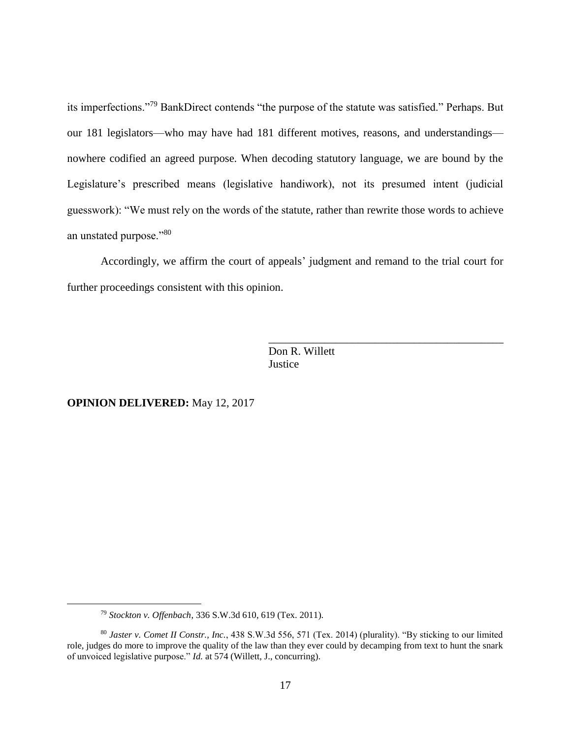its imperfections."[79] BankDirect contends "the purpose of the statute was satisfied." Perhaps. But our 181 legislators—who may have had 181 different motives, reasons, and understandings—nowhere codified an agreed purpose. When decoding statutory language, we are bound by the Legislature's prescribed means (legislative handiwork), not its presumed intent (judicial guesswork): "We must rely on the words of the statute, rather than rewrite those words to achieve an unstated purpose."[80]

Accordingly, we affirm the court of appeals' judgment and remand to the trial court for further proceedings consistent with this opinion.

\_\_\_\_\_\_\_\_\_\_\_\_\_\_\_\_\_\_\_\_\_\_\_\_\_\_\_\_\_\_\_\_\_\_\_\_\_\_\_\_

Don R. Willett
Justice

**OPINION DELIVERED:** May 12, 2017

---

[79] *Stockton v. Offenbach*, 336 S.W.3d 610, 619 (Tex. 2011).

[80] *Jaster v. Comet II Constr., Inc.*, 438 S.W.3d 556, 571 (Tex. 2014) (plurality). "By sticking to our limited role, judges do more to improve the quality of the law than they ever could by decamping from text to hunt the snark of unvoiced legislative purpose." *Id.* at 574 (Willett, J., concurring).